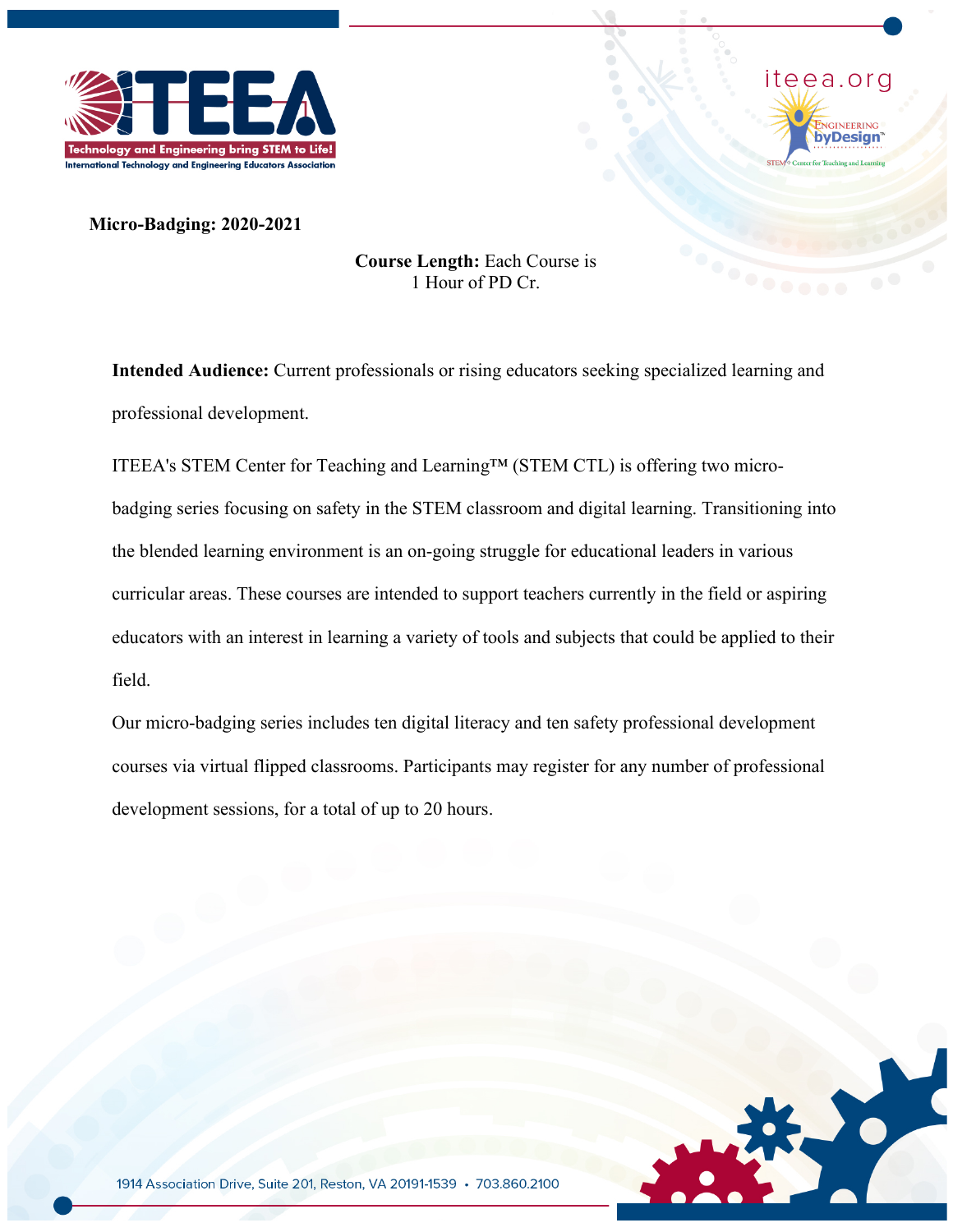**Micro-Badging: 2020-2021**

**Course Length:** Each Course is 1 Hour of PD Cr.

**Intended Audience:** Current professionals or rising educators seeking specialized learning and professional development.

ITEEA's STEM Center for Teaching and Learning™ (STEM CTL) is offering two micro-badging series focusing on safety in the STEM classroom and digital learning. Transitioning into the blended learning environment is an on-going struggle for educational leaders in various curricular areas. These courses are intended to support teachers currently in the field or aspiring educators with an interest in learning a variety of tools and subjects that could be applied to their field.

Our micro-badging series includes ten digital literacy and ten safety professional development courses via virtual flipped classrooms. Participants may register for any number of professional development sessions, for a total of up to 20 hours.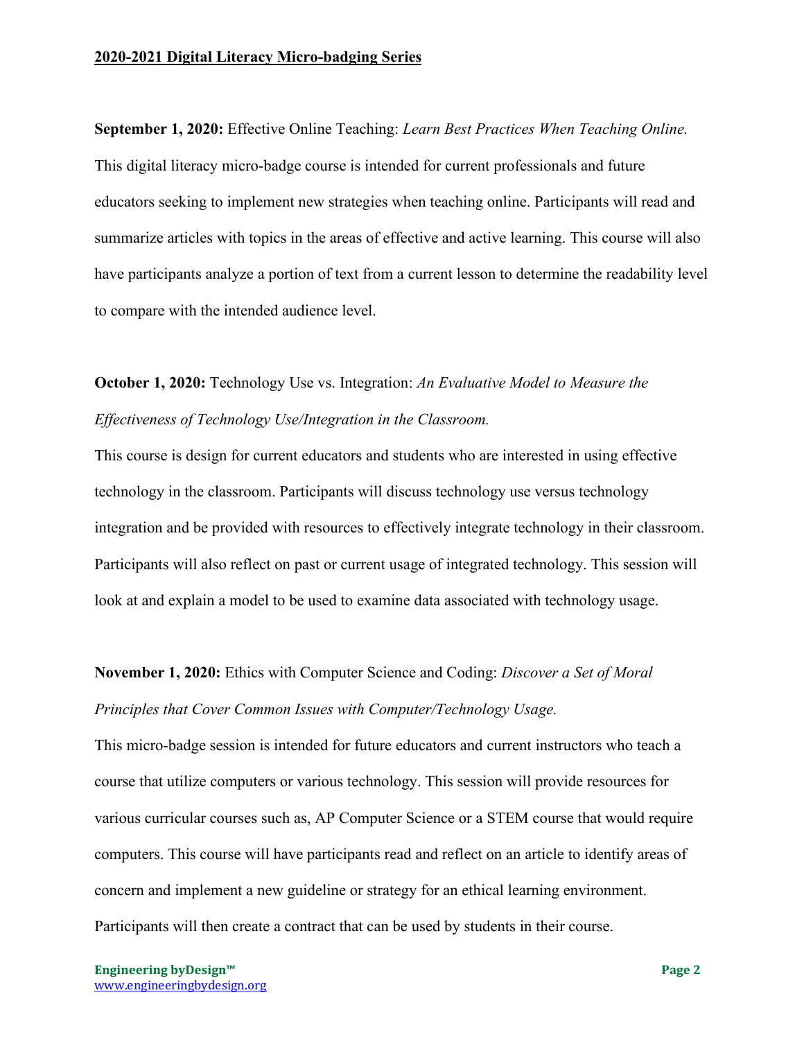**2020-2021 Digital Literacy Micro-badging Series**

**September 1, 2020:** Effective Online Teaching: *Learn Best Practices When Teaching Online.* This digital literacy micro-badge course is intended for current professionals and future educators seeking to implement new strategies when teaching online. Participants will read and summarize articles with topics in the areas of effective and active learning. This course will also have participants analyze a portion of text from a current lesson to determine the readability level to compare with the intended audience level.

**October 1, 2020:** Technology Use vs. Integration: *An Evaluative Model to Measure the Effectiveness of Technology Use/Integration in the Classroom.*

This course is design for current educators and students who are interested in using effective technology in the classroom. Participants will discuss technology use versus technology integration and be provided with resources to effectively integrate technology in their classroom. Participants will also reflect on past or current usage of integrated technology. This session will look at and explain a model to be used to examine data associated with technology usage.

**November 1, 2020:** Ethics with Computer Science and Coding: *Discover a Set of Moral Principles that Cover Common Issues with Computer/Technology Usage.*

This micro-badge session is intended for future educators and current instructors who teach a course that utilize computers or various technology. This session will provide resources for various curricular courses such as, AP Computer Science or a STEM course that would require computers. This course will have participants read and reflect on an article to identify areas of concern and implement a new guideline or strategy for an ethical learning environment. Participants will then create a contract that can be used by students in their course.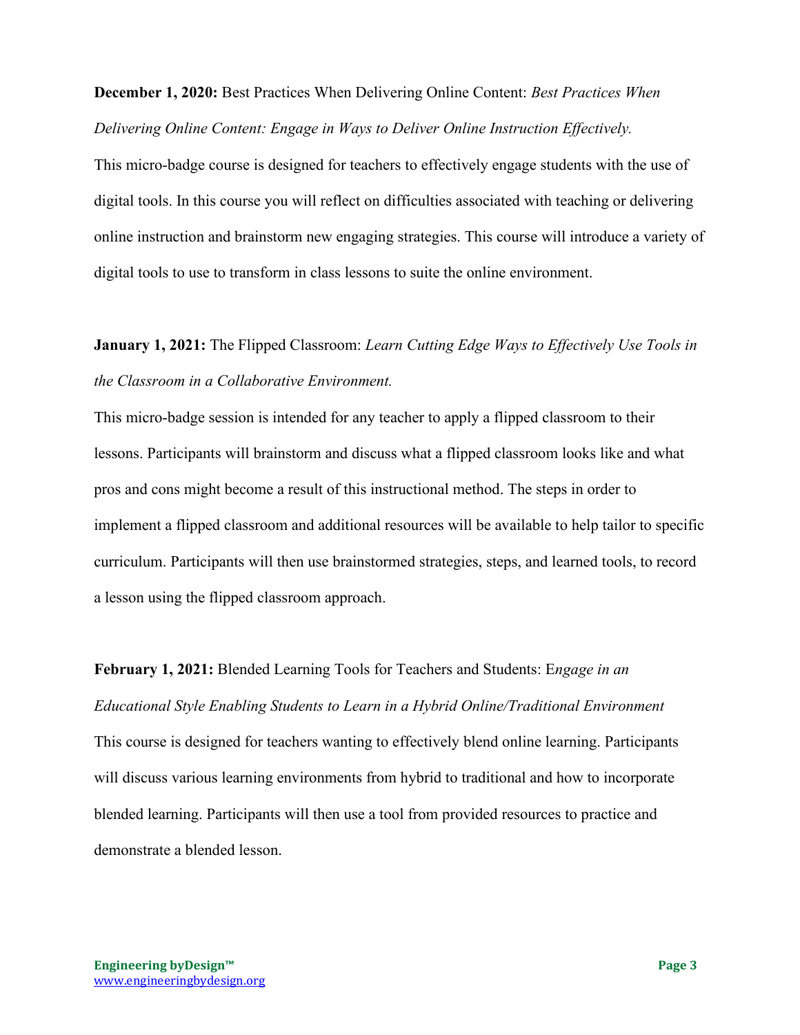**December 1, 2020:** Best Practices When Delivering Online Content: *Best Practices When Delivering Online Content: Engage in Ways to Deliver Online Instruction Effectively.*

This micro-badge course is designed for teachers to effectively engage students with the use of digital tools. In this course you will reflect on difficulties associated with teaching or delivering online instruction and brainstorm new engaging strategies. This course will introduce a variety of digital tools to use to transform in class lessons to suite the online environment.

**January 1, 2021:** The Flipped Classroom: *Learn Cutting Edge Ways to Effectively Use Tools in the Classroom in a Collaborative Environment.*

This micro-badge session is intended for any teacher to apply a flipped classroom to their lessons. Participants will brainstorm and discuss what a flipped classroom looks like and what pros and cons might become a result of this instructional method. The steps in order to implement a flipped classroom and additional resources will be available to help tailor to specific curriculum. Participants will then use brainstormed strategies, steps, and learned tools, to record a lesson using the flipped classroom approach.

**February 1, 2021:** Blended Learning Tools for Teachers and Students: E*ngage in an Educational Style Enabling Students to Learn in a Hybrid Online/Traditional Environment*

This course is designed for teachers wanting to effectively blend online learning. Participants will discuss various learning environments from hybrid to traditional and how to incorporate blended learning. Participants will then use a tool from provided resources to practice and demonstrate a blended lesson.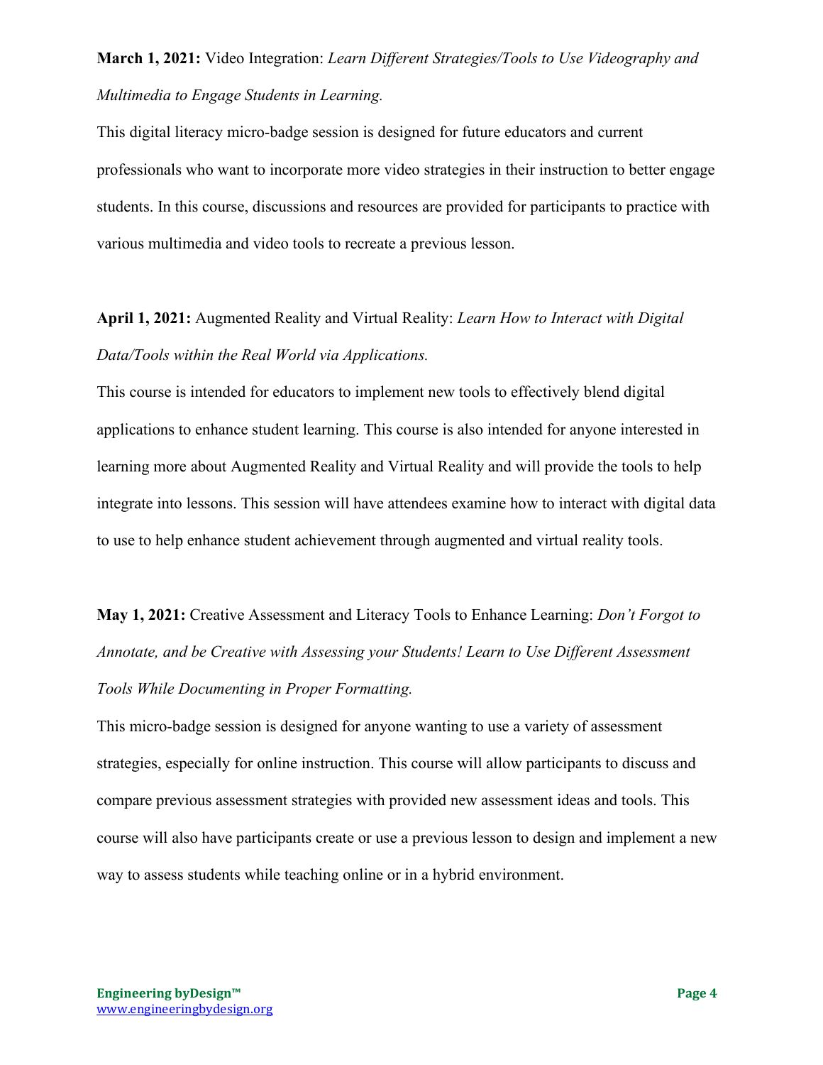**March 1, 2021:** Video Integration: *Learn Different Strategies/Tools to Use Videography and Multimedia to Engage Students in Learning.*

This digital literacy micro-badge session is designed for future educators and current professionals who want to incorporate more video strategies in their instruction to better engage students. In this course, discussions and resources are provided for participants to practice with various multimedia and video tools to recreate a previous lesson.

**April 1, 2021:** Augmented Reality and Virtual Reality: *Learn How to Interact with Digital Data/Tools within the Real World via Applications.*

This course is intended for educators to implement new tools to effectively blend digital applications to enhance student learning. This course is also intended for anyone interested in learning more about Augmented Reality and Virtual Reality and will provide the tools to help integrate into lessons. This session will have attendees examine how to interact with digital data to use to help enhance student achievement through augmented and virtual reality tools.

**May 1, 2021:** Creative Assessment and Literacy Tools to Enhance Learning: *Don't Forgot to Annotate, and be Creative with Assessing your Students! Learn to Use Different Assessment Tools While Documenting in Proper Formatting.*

This micro-badge session is designed for anyone wanting to use a variety of assessment strategies, especially for online instruction. This course will allow participants to discuss and compare previous assessment strategies with provided new assessment ideas and tools. This course will also have participants create or use a previous lesson to design and implement a new way to assess students while teaching online or in a hybrid environment.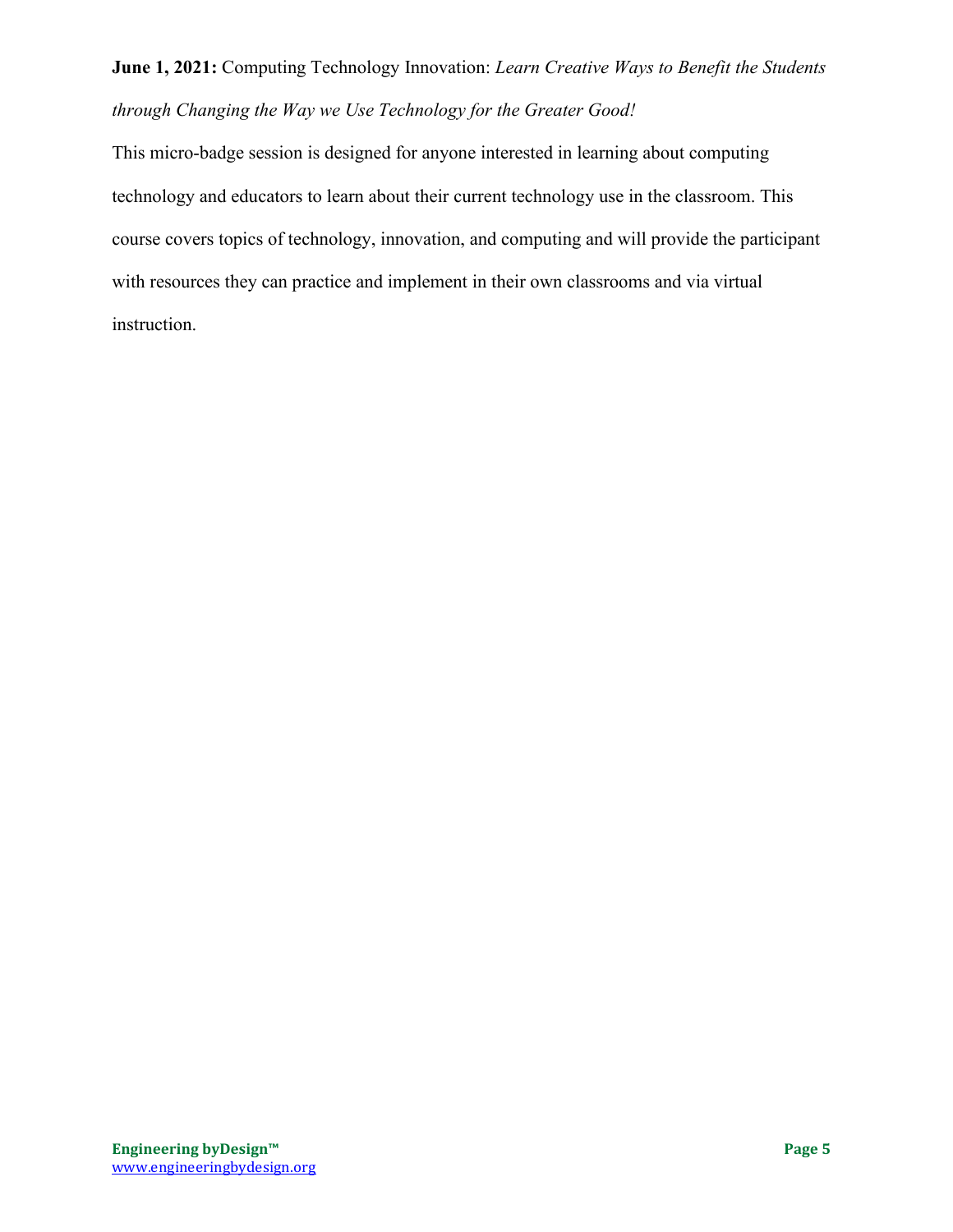**June 1, 2021:** Computing Technology Innovation: *Learn Creative Ways to Benefit the Students through Changing the Way we Use Technology for the Greater Good!*

This micro-badge session is designed for anyone interested in learning about computing technology and educators to learn about their current technology use in the classroom. This course covers topics of technology, innovation, and computing and will provide the participant with resources they can practice and implement in their own classrooms and via virtual instruction.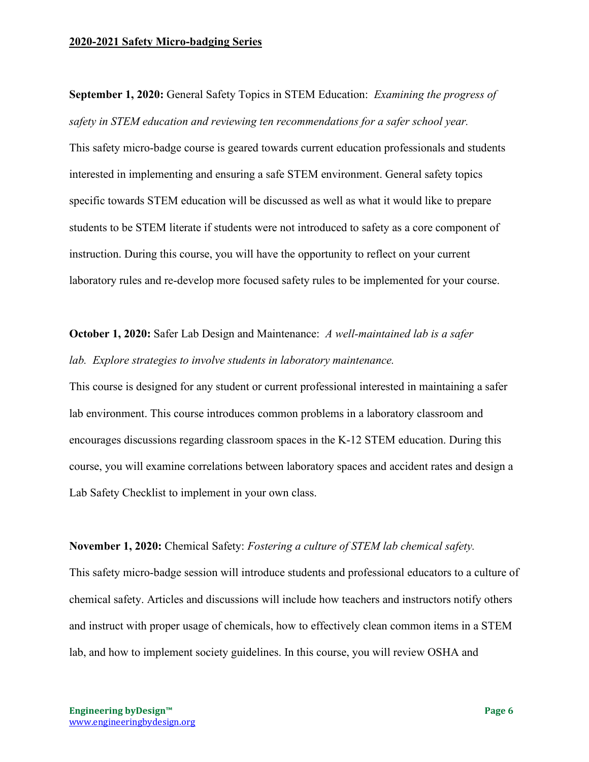**2020-2021 Safety Micro-badging Series**

**September 1, 2020:** General Safety Topics in STEM Education: *Examining the progress of safety in STEM education and reviewing ten recommendations for a safer school year.* This safety micro-badge course is geared towards current education professionals and students interested in implementing and ensuring a safe STEM environment. General safety topics specific towards STEM education will be discussed as well as what it would like to prepare students to be STEM literate if students were not introduced to safety as a core component of instruction. During this course, you will have the opportunity to reflect on your current laboratory rules and re-develop more focused safety rules to be implemented for your course.

**October 1, 2020:** Safer Lab Design and Maintenance: *A well-maintained lab is a safer lab. Explore strategies to involve students in laboratory maintenance.* This course is designed for any student or current professional interested in maintaining a safer lab environment. This course introduces common problems in a laboratory classroom and encourages discussions regarding classroom spaces in the K-12 STEM education. During this course, you will examine correlations between laboratory spaces and accident rates and design a Lab Safety Checklist to implement in your own class.

**November 1, 2020:** Chemical Safety: *Fostering a culture of STEM lab chemical safety.* This safety micro-badge session will introduce students and professional educators to a culture of chemical safety. Articles and discussions will include how teachers and instructors notify others and instruct with proper usage of chemicals, how to effectively clean common items in a STEM lab, and how to implement society guidelines. In this course, you will review OSHA and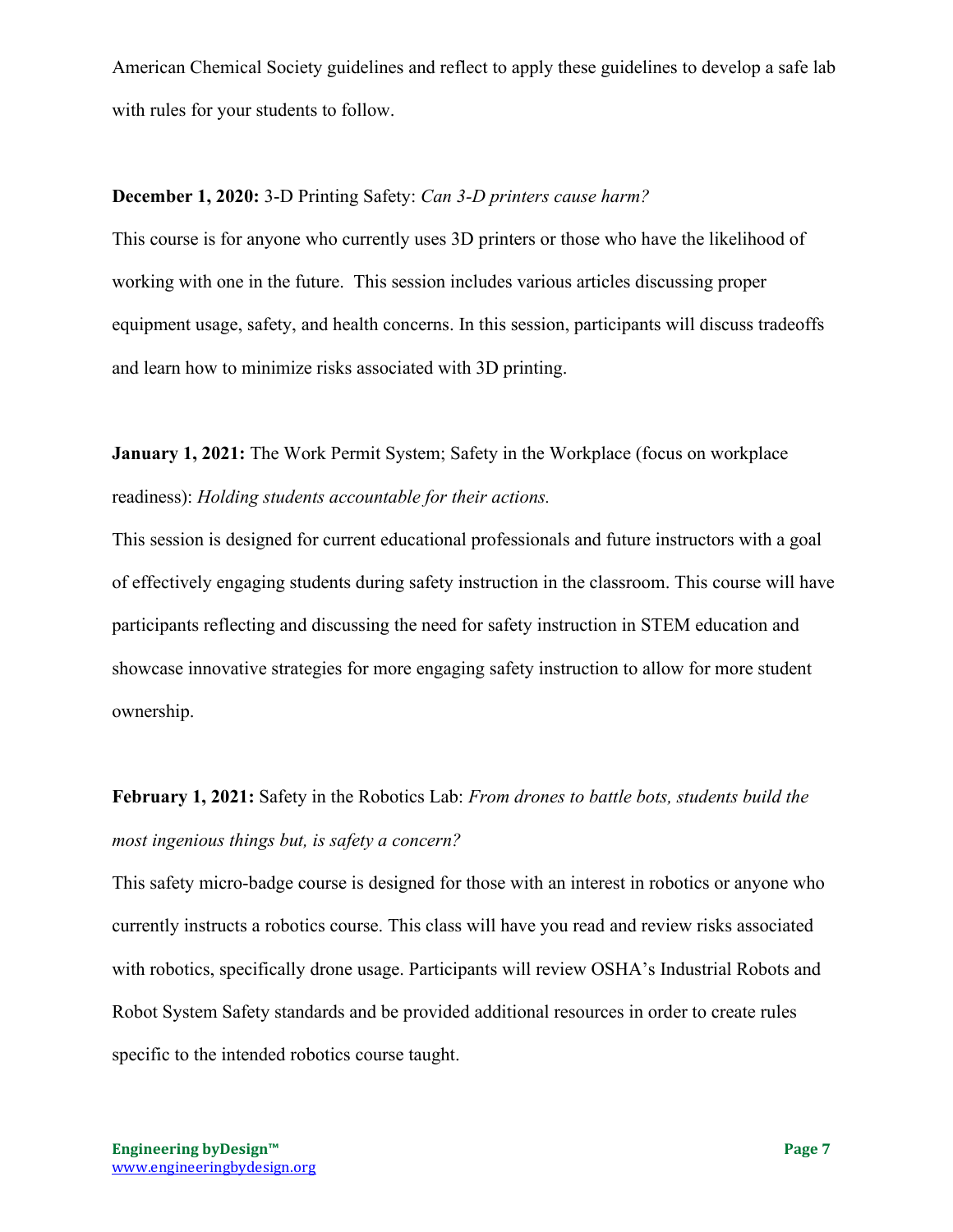American Chemical Society guidelines and reflect to apply these guidelines to develop a safe lab with rules for your students to follow.

**December 1, 2020:** 3-D Printing Safety: *Can 3-D printers cause harm?*

This course is for anyone who currently uses 3D printers or those who have the likelihood of working with one in the future. This session includes various articles discussing proper equipment usage, safety, and health concerns. In this session, participants will discuss tradeoffs and learn how to minimize risks associated with 3D printing.

**January 1, 2021:** The Work Permit System; Safety in the Workplace (focus on workplace readiness): *Holding students accountable for their actions.*

This session is designed for current educational professionals and future instructors with a goal of effectively engaging students during safety instruction in the classroom. This course will have participants reflecting and discussing the need for safety instruction in STEM education and showcase innovative strategies for more engaging safety instruction to allow for more student ownership.

**February 1, 2021:** Safety in the Robotics Lab: *From drones to battle bots, students build the most ingenious things but, is safety a concern?*

This safety micro-badge course is designed for those with an interest in robotics or anyone who currently instructs a robotics course. This class will have you read and review risks associated with robotics, specifically drone usage. Participants will review OSHA's Industrial Robots and Robot System Safety standards and be provided additional resources in order to create rules specific to the intended robotics course taught.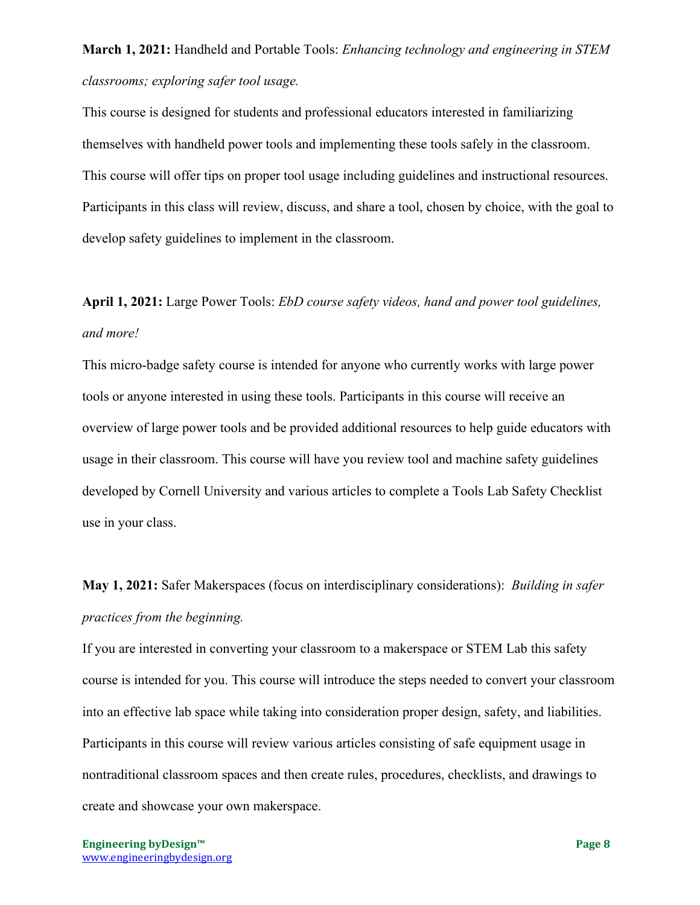**March 1, 2021:** Handheld and Portable Tools: *Enhancing technology and engineering in STEM classrooms; exploring safer tool usage.*

This course is designed for students and professional educators interested in familiarizing themselves with handheld power tools and implementing these tools safely in the classroom. This course will offer tips on proper tool usage including guidelines and instructional resources. Participants in this class will review, discuss, and share a tool, chosen by choice, with the goal to develop safety guidelines to implement in the classroom.

**April 1, 2021:** Large Power Tools: *EbD course safety videos, hand and power tool guidelines, and more!*

This micro-badge safety course is intended for anyone who currently works with large power tools or anyone interested in using these tools. Participants in this course will receive an overview of large power tools and be provided additional resources to help guide educators with usage in their classroom. This course will have you review tool and machine safety guidelines developed by Cornell University and various articles to complete a Tools Lab Safety Checklist use in your class.

**May 1, 2021:** Safer Makerspaces (focus on interdisciplinary considerations): *Building in safer practices from the beginning.*

If you are interested in converting your classroom to a makerspace or STEM Lab this safety course is intended for you. This course will introduce the steps needed to convert your classroom into an effective lab space while taking into consideration proper design, safety, and liabilities. Participants in this course will review various articles consisting of safe equipment usage in nontraditional classroom spaces and then create rules, procedures, checklists, and drawings to create and showcase your own makerspace.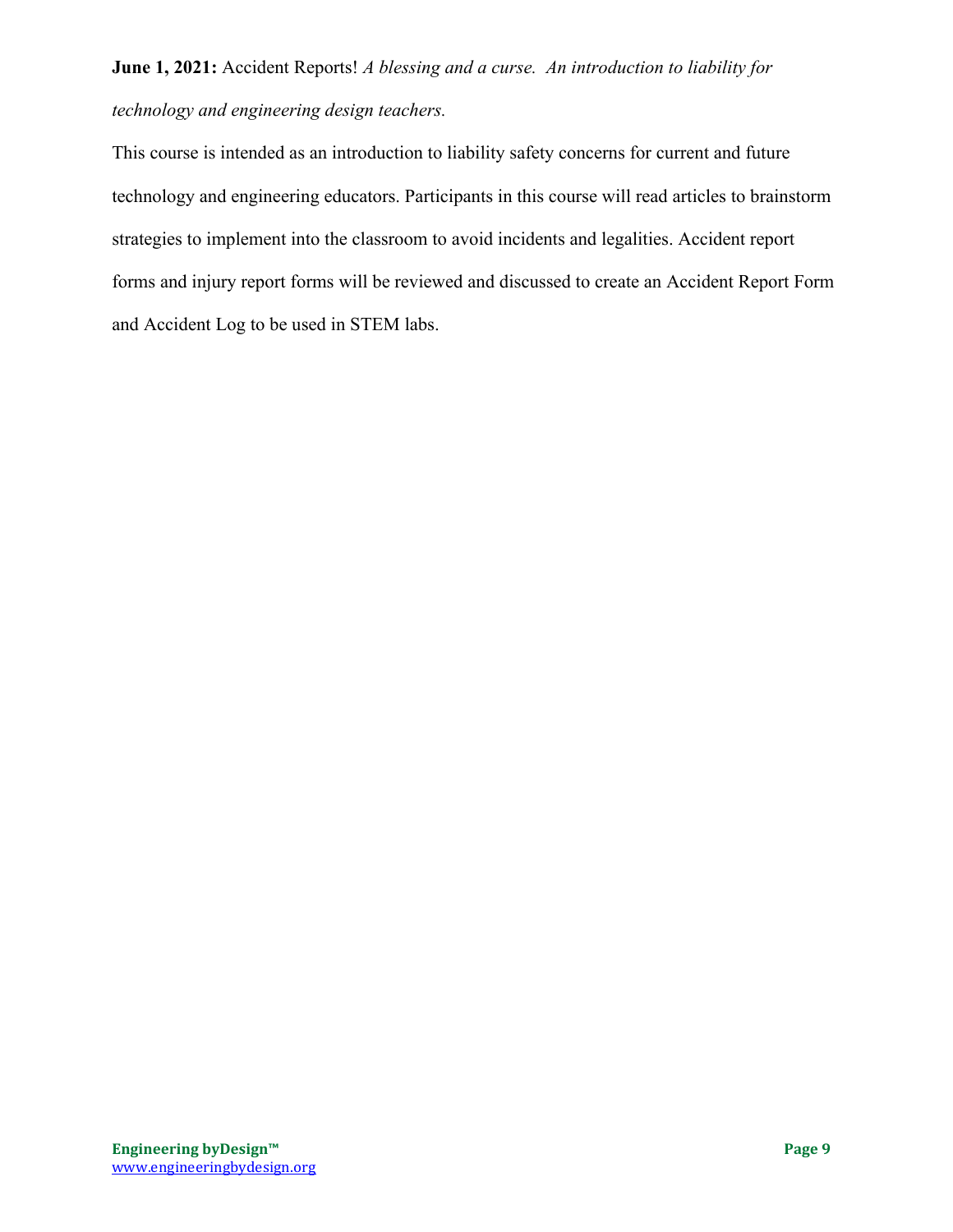**June 1, 2021:** Accident Reports! *A blessing and a curse. An introduction to liability for technology and engineering design teachers.*

This course is intended as an introduction to liability safety concerns for current and future technology and engineering educators. Participants in this course will read articles to brainstorm strategies to implement into the classroom to avoid incidents and legalities. Accident report forms and injury report forms will be reviewed and discussed to create an Accident Report Form and Accident Log to be used in STEM labs.